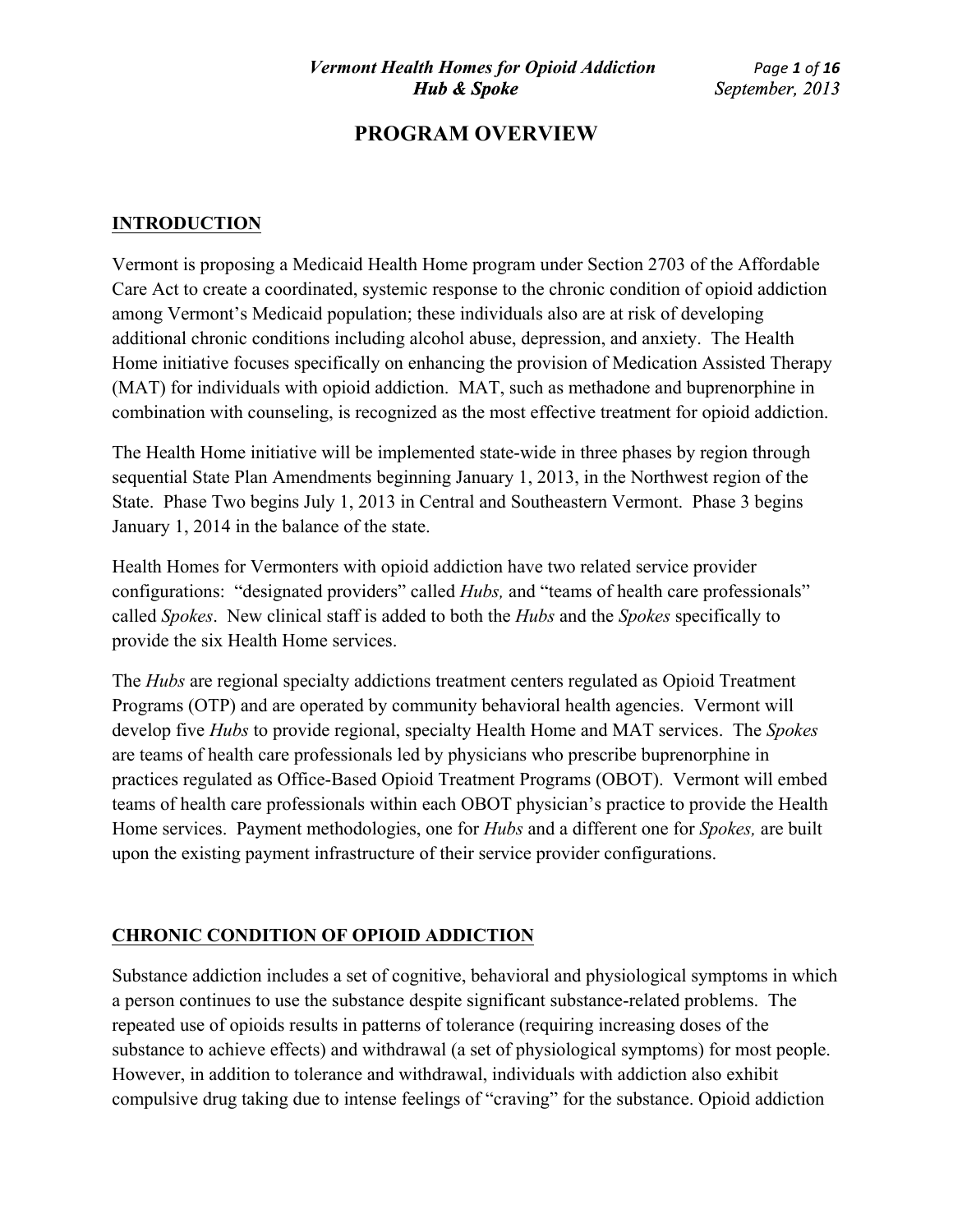# PROGRAM OVERVIEW

## INTRODUCTION

Vermont is proposing a Medicaid Health Home program under Section 2703 of the Affordable Care Act to create a coordinated, systemic response to the chronic condition of opioid addiction among Vermont's Medicaid population; these individuals also are at risk of developing additional chronic conditions including alcohol abuse, depression, and anxiety. The Health Home initiative focuses specifically on enhancing the provision of Medication Assisted Therapy (MAT) for individuals with opioid addiction. MAT, such as methadone and buprenorphine in combination with counseling, is recognized as the most effective treatment for opioid addiction.

The Health Home initiative will be implemented state-wide in three phases by region through sequential State Plan Amendments beginning January 1, 2013, in the Northwest region of the State. Phase Two begins July 1, 2013 in Central and Southeastern Vermont. Phase 3 begins January 1, 2014 in the balance of the state.

Health Homes for Vermonters with opioid addiction have two related service provider configurations: "designated providers" called *Hubs,* and "teams of health care professionals" called *Spokes*. New clinical staff is added to both the *Hubs* and the *Spokes* specifically to provide the six Health Home services.

The *Hubs* are regional specialty addictions treatment centers regulated as Opioid Treatment Programs (OTP) and are operated by community behavioral health agencies. Vermont will develop five *Hubs* to provide regional, specialty Health Home and MAT services. The *Spokes* are teams of health care professionals led by physicians who prescribe buprenorphine in practices regulated as Office-Based Opioid Treatment Programs (OBOT). Vermont will embed teams of health care professionals within each OBOT physician's practice to provide the Health Home services. Payment methodologies, one for *Hubs* and a different one for *Spokes,* are built upon the existing payment infrastructure of their service provider configurations.

## CHRONIC CONDITION OF OPIOID ADDICTION

Substance addiction includes a set of cognitive, behavioral and physiological symptoms in which a person continues to use the substance despite significant substance-related problems. The repeated use of opioids results in patterns of tolerance (requiring increasing doses of the substance to achieve effects) and withdrawal (a set of physiological symptoms) for most people. However, in addition to tolerance and withdrawal, individuals with addiction also exhibit compulsive drug taking due to intense feelings of "craving" for the substance. Opioid addiction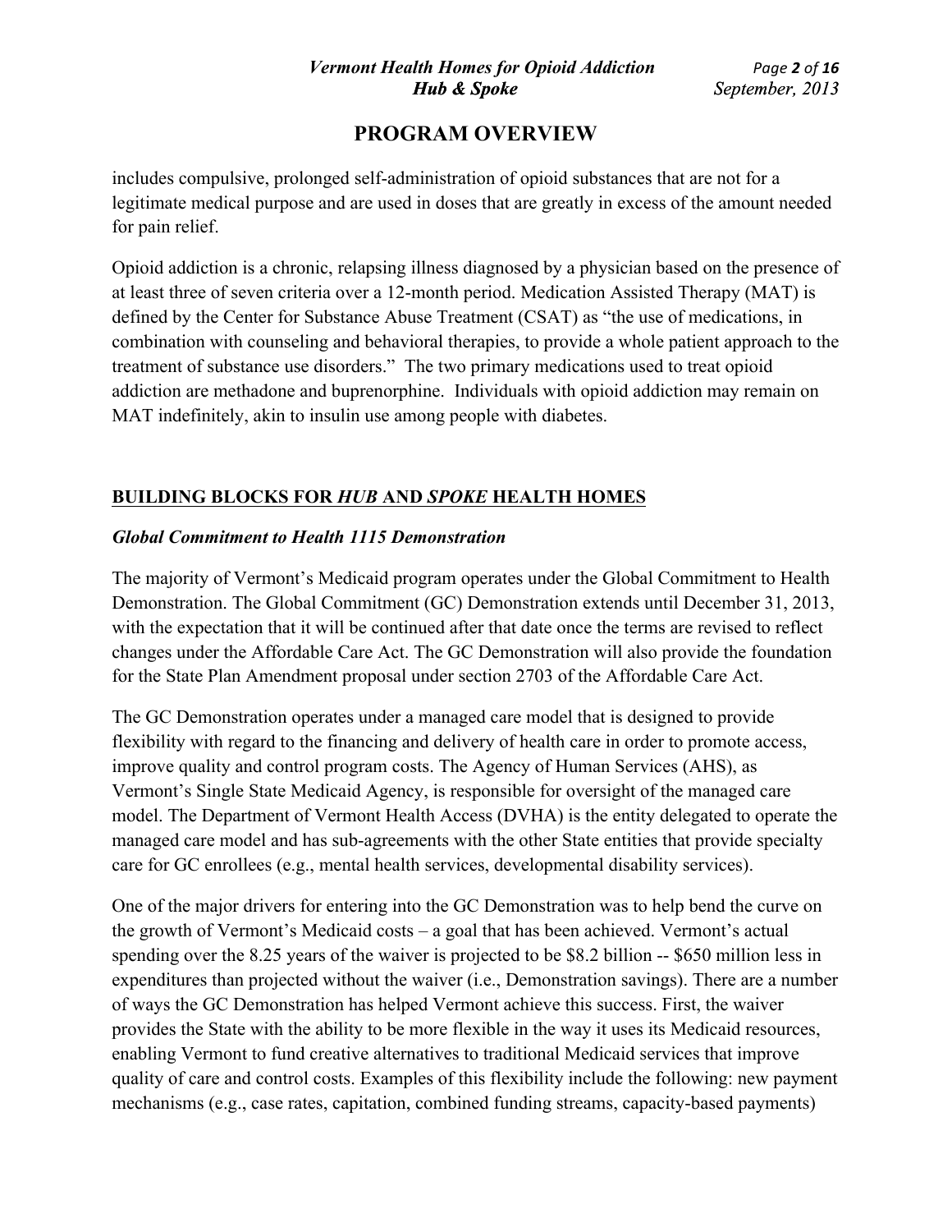# PROGRAM OVERVIEW

includes compulsive, prolonged self-administration of opioid substances that are not for a legitimate medical purpose and are used in doses that are greatly in excess of the amount needed for pain relief.

Opioid addiction is a chronic, relapsing illness diagnosed by a physician based on the presence of at least three of seven criteria over a 12-month period. Medication Assisted Therapy (MAT) is defined by the Center for Substance Abuse Treatment (CSAT) as "the use of medications, in combination with counseling and behavioral therapies, to provide a whole patient approach to the treatment of substance use disorders." The two primary medications used to treat opioid addiction are methadone and buprenorphine. Individuals with opioid addiction may remain on MAT indefinitely, akin to insulin use among people with diabetes.

## BUILDING BLOCKS FOR *HUB* AND *SPOKE* HEALTH HOMES

### *Global Commitment to Health 1115 Demonstration*

The majority of Vermont's Medicaid program operates under the Global Commitment to Health Demonstration. The Global Commitment (GC) Demonstration extends until December 31, 2013, with the expectation that it will be continued after that date once the terms are revised to reflect changes under the Affordable Care Act. The GC Demonstration will also provide the foundation for the State Plan Amendment proposal under section 2703 of the Affordable Care Act.

The GC Demonstration operates under a managed care model that is designed to provide flexibility with regard to the financing and delivery of health care in order to promote access, improve quality and control program costs. The Agency of Human Services (AHS), as Vermont's Single State Medicaid Agency, is responsible for oversight of the managed care model. The Department of Vermont Health Access (DVHA) is the entity delegated to operate the managed care model and has sub-agreements with the other State entities that provide specialty care for GC enrollees (e.g., mental health services, developmental disability services).

One of the major drivers for entering into the GC Demonstration was to help bend the curve on the growth of Vermont's Medicaid costs – a goal that has been achieved. Vermont's actual spending over the 8.25 years of the waiver is projected to be $8.2 billion -- $650 million less in expenditures than projected without the waiver (i.e., Demonstration savings). There are a number of ways the GC Demonstration has helped Vermont achieve this success. First, the waiver provides the State with the ability to be more flexible in the way it uses its Medicaid resources, enabling Vermont to fund creative alternatives to traditional Medicaid services that improve quality of care and control costs. Examples of this flexibility include the following: new payment mechanisms (e.g., case rates, capitation, combined funding streams, capacity-based payments)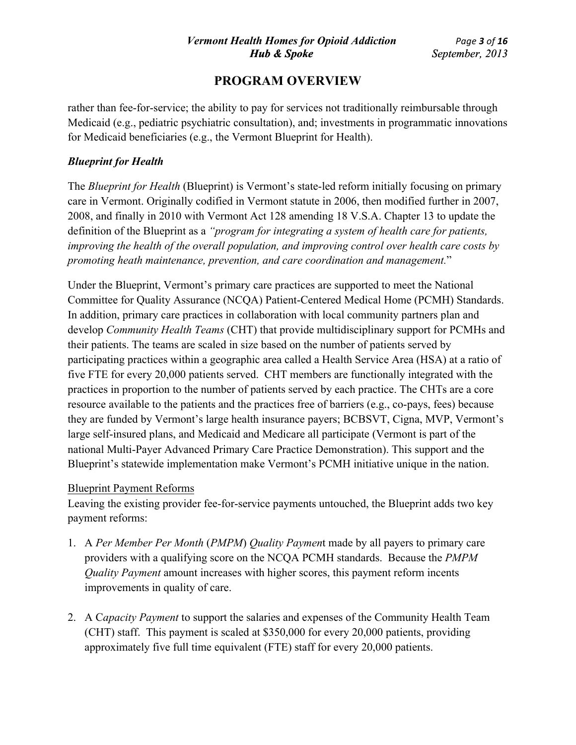# PROGRAM OVERVIEW

rather than fee-for-service; the ability to pay for services not traditionally reimbursable through Medicaid (e.g., pediatric psychiatric consultation), and; investments in programmatic innovations for Medicaid beneficiaries (e.g., the Vermont Blueprint for Health).

### *Blueprint for Health*

The *Blueprint for Health* (Blueprint) is Vermont's state-led reform initially focusing on primary care in Vermont. Originally codified in Vermont statute in 2006, then modified further in 2007, 2008, and finally in 2010 with Vermont Act 128 amending 18 V.S.A. Chapter 13 to update the definition of the Blueprint as a *"program for integrating a system of health care for patients, improving the health of the overall population, and improving control over health care costs by promoting heath maintenance, prevention, and care coordination and management.*"

Under the Blueprint, Vermont's primary care practices are supported to meet the National Committee for Quality Assurance (NCQA) Patient-Centered Medical Home (PCMH) Standards. In addition, primary care practices in collaboration with local community partners plan and develop *Community Health Teams* (CHT) that provide multidisciplinary support for PCMHs and their patients. The teams are scaled in size based on the number of patients served by participating practices within a geographic area called a Health Service Area (HSA) at a ratio of five FTE for every 20,000 patients served. CHT members are functionally integrated with the practices in proportion to the number of patients served by each practice. The CHTs are a core resource available to the patients and the practices free of barriers (e.g., co-pays, fees) because they are funded by Vermont's large health insurance payers; BCBSVT, Cigna, MVP, Vermont's large self-insured plans, and Medicaid and Medicare all participate (Vermont is part of the national Multi-Payer Advanced Primary Care Practice Demonstration). This support and the Blueprint's statewide implementation make Vermont's PCMH initiative unique in the nation.

<u>Blueprint Payment Reforms</u>

Leaving the existing provider fee-for-service payments untouched, the Blueprint adds two key payment reforms:

1. A *Per Member Per Month* (*PMPM*) *Quality Payment* made by all payers to primary care providers with a qualifying score on the NCQA PCMH standards. Because the *PMPM Quality Payment* amount increases with higher scores, this payment reform incents improvements in quality of care.

2. A C*apacity Payment* to support the salaries and expenses of the Community Health Team (CHT) staff. This payment is scaled at $350,000 for every 20,000 patients, providing approximately five full time equivalent (FTE) staff for every 20,000 patients.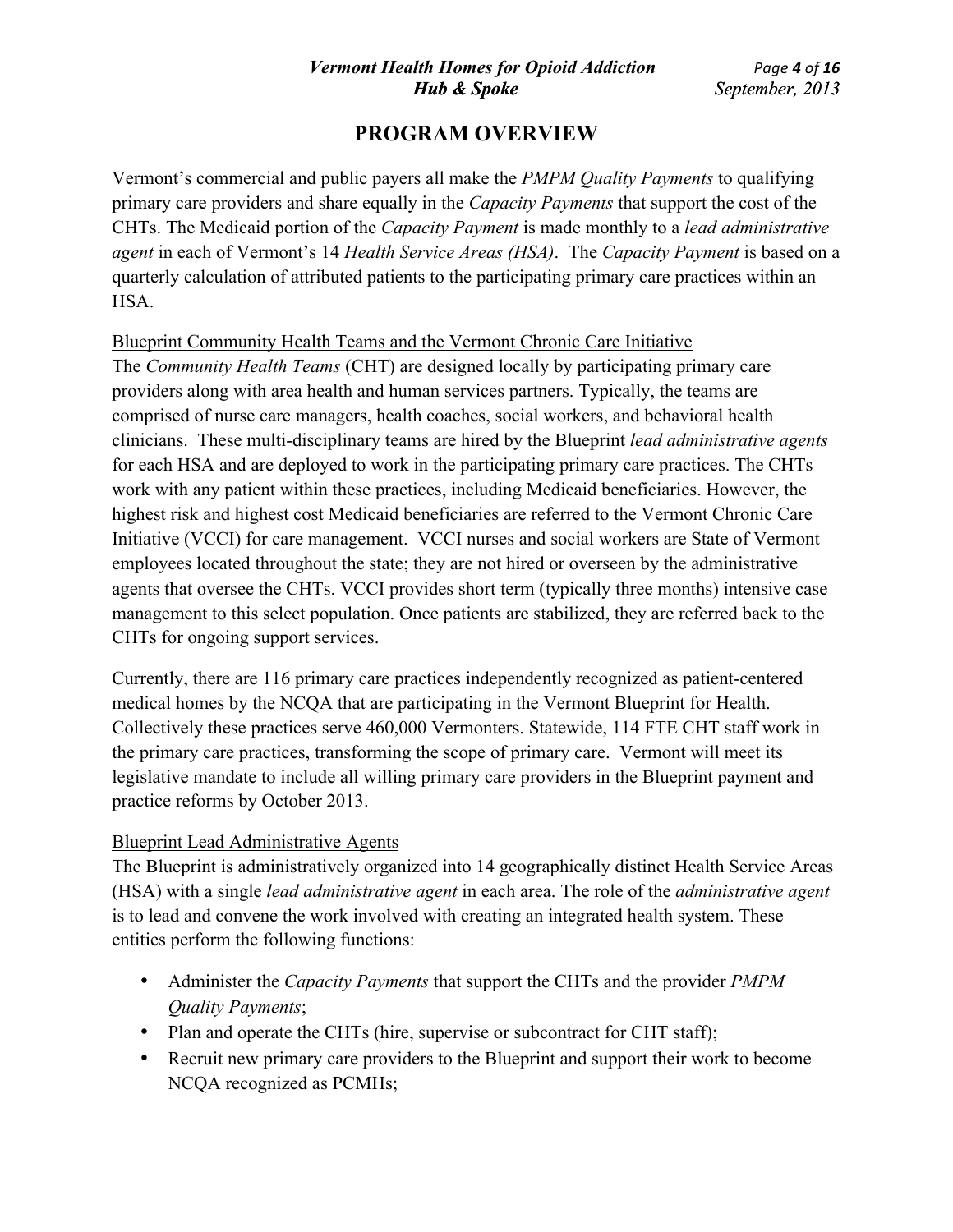# PROGRAM OVERVIEW

Vermont's commercial and public payers all make the *PMPM Quality Payments* to qualifying primary care providers and share equally in the *Capacity Payments* that support the cost of the CHTs. The Medicaid portion of the *Capacity Payment* is made monthly to a *lead administrative agent* in each of Vermont's 14 *Health Service Areas (HSA)*. The *Capacity Payment* is based on a quarterly calculation of attributed patients to the participating primary care practices within an HSA.

<u>Blueprint Community Health Teams and the Vermont Chronic Care Initiative</u>

The *Community Health Teams* (CHT) are designed locally by participating primary care providers along with area health and human services partners. Typically, the teams are comprised of nurse care managers, health coaches, social workers, and behavioral health clinicians. These multi-disciplinary teams are hired by the Blueprint *lead administrative agents* for each HSA and are deployed to work in the participating primary care practices. The CHTs work with any patient within these practices, including Medicaid beneficiaries. However, the highest risk and highest cost Medicaid beneficiaries are referred to the Vermont Chronic Care Initiative (VCCI) for care management. VCCI nurses and social workers are State of Vermont employees located throughout the state; they are not hired or overseen by the administrative agents that oversee the CHTs. VCCI provides short term (typically three months) intensive case management to this select population. Once patients are stabilized, they are referred back to the CHTs for ongoing support services.

Currently, there are 116 primary care practices independently recognized as patient-centered medical homes by the NCQA that are participating in the Vermont Blueprint for Health. Collectively these practices serve 460,000 Vermonters. Statewide, 114 FTE CHT staff work in the primary care practices, transforming the scope of primary care. Vermont will meet its legislative mandate to include all willing primary care providers in the Blueprint payment and practice reforms by October 2013.

<u>Blueprint Lead Administrative Agents</u>

The Blueprint is administratively organized into 14 geographically distinct Health Service Areas (HSA) with a single *lead administrative agent* in each area. The role of the *administrative agent* is to lead and convene the work involved with creating an integrated health system. These entities perform the following functions:

- Administer the *Capacity Payments* that support the CHTs and the provider *PMPM Quality Payments*;
- Plan and operate the CHTs (hire, supervise or subcontract for CHT staff);
- Recruit new primary care providers to the Blueprint and support their work to become NCQA recognized as PCMHs;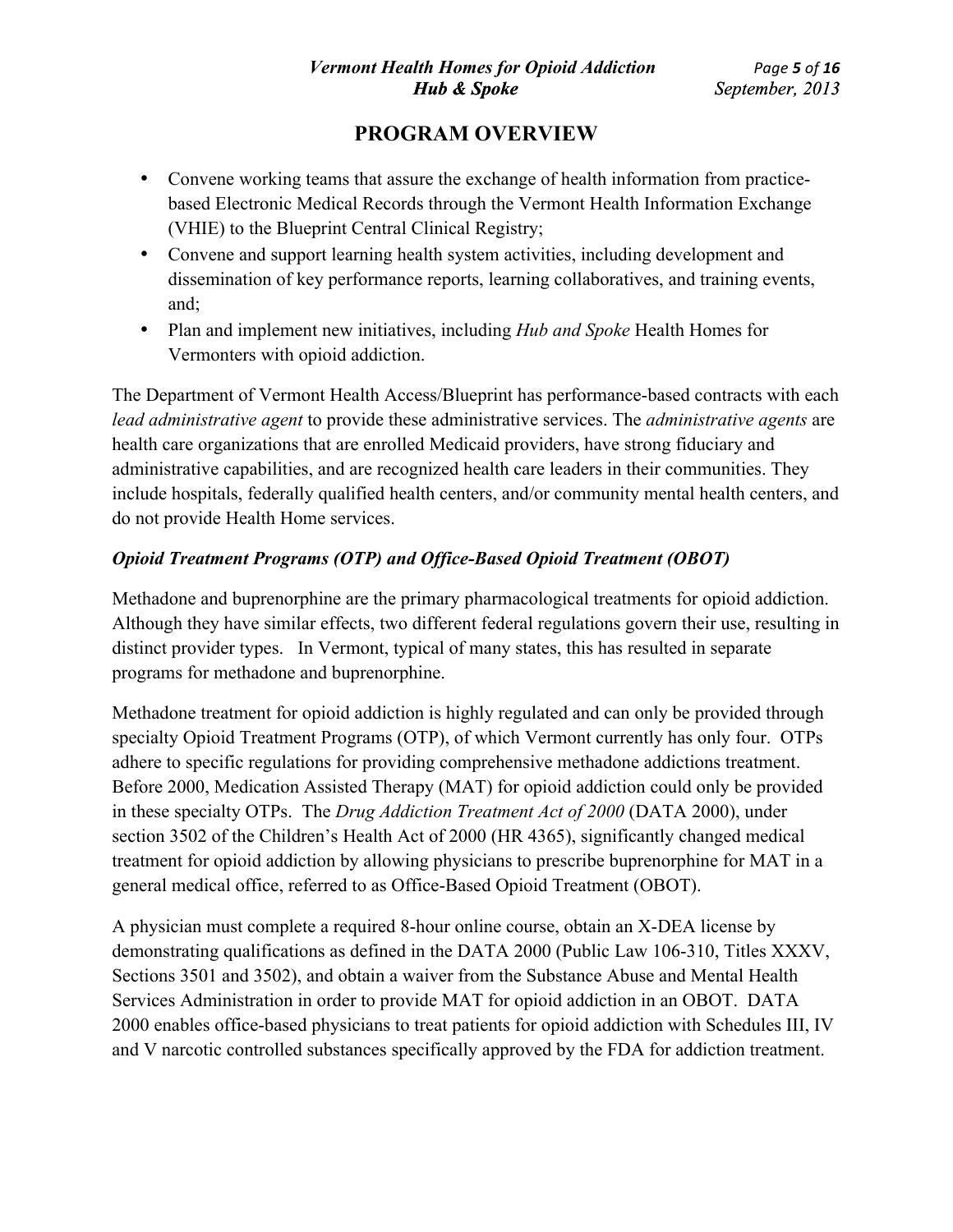## PROGRAM OVERVIEW

- Convene working teams that assure the exchange of health information from practice-based Electronic Medical Records through the Vermont Health Information Exchange (VHIE) to the Blueprint Central Clinical Registry;
- Convene and support learning health system activities, including development and dissemination of key performance reports, learning collaboratives, and training events, and;
- Plan and implement new initiatives, including *Hub and Spoke* Health Homes for Vermonters with opioid addiction.

The Department of Vermont Health Access/Blueprint has performance-based contracts with each *lead administrative agent* to provide these administrative services. The *administrative agents* are health care organizations that are enrolled Medicaid providers, have strong fiduciary and administrative capabilities, and are recognized health care leaders in their communities. They include hospitals, federally qualified health centers, and/or community mental health centers, and do not provide Health Home services.

***Opioid Treatment Programs (OTP) and Office-Based Opioid Treatment (OBOT)***

Methadone and buprenorphine are the primary pharmacological treatments for opioid addiction. Although they have similar effects, two different federal regulations govern their use, resulting in distinct provider types. In Vermont, typical of many states, this has resulted in separate programs for methadone and buprenorphine.

Methadone treatment for opioid addiction is highly regulated and can only be provided through specialty Opioid Treatment Programs (OTP), of which Vermont currently has only four. OTPs adhere to specific regulations for providing comprehensive methadone addictions treatment. Before 2000, Medication Assisted Therapy (MAT) for opioid addiction could only be provided in these specialty OTPs. The *Drug Addiction Treatment Act of 2000* (DATA 2000), under section 3502 of the Children's Health Act of 2000 (HR 4365), significantly changed medical treatment for opioid addiction by allowing physicians to prescribe buprenorphine for MAT in a general medical office, referred to as Office-Based Opioid Treatment (OBOT).

A physician must complete a required 8-hour online course, obtain an X-DEA license by demonstrating qualifications as defined in the DATA 2000 (Public Law 106-310, Titles XXXV, Sections 3501 and 3502), and obtain a waiver from the Substance Abuse and Mental Health Services Administration in order to provide MAT for opioid addiction in an OBOT. DATA 2000 enables office-based physicians to treat patients for opioid addiction with Schedules III, IV and V narcotic controlled substances specifically approved by the FDA for addiction treatment.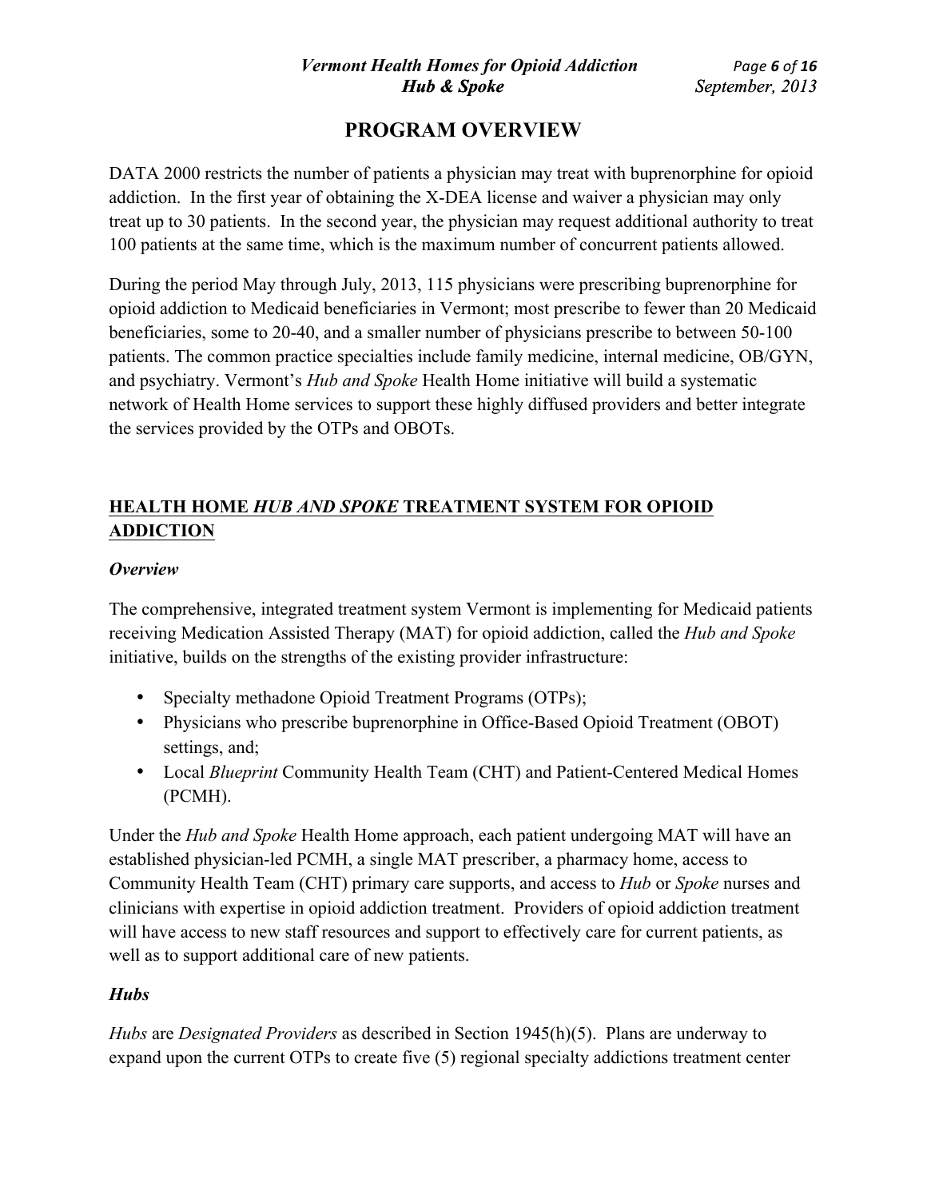# PROGRAM OVERVIEW

DATA 2000 restricts the number of patients a physician may treat with buprenorphine for opioid addiction. In the first year of obtaining the X-DEA license and waiver a physician may only treat up to 30 patients. In the second year, the physician may request additional authority to treat 100 patients at the same time, which is the maximum number of concurrent patients allowed.

During the period May through July, 2013, 115 physicians were prescribing buprenorphine for opioid addiction to Medicaid beneficiaries in Vermont; most prescribe to fewer than 20 Medicaid beneficiaries, some to 20-40, and a smaller number of physicians prescribe to between 50-100 patients. The common practice specialties include family medicine, internal medicine, OB/GYN, and psychiatry. Vermont's *Hub and Spoke* Health Home initiative will build a systematic network of Health Home services to support these highly diffused providers and better integrate the services provided by the OTPs and OBOTs.

## HEALTH HOME *HUB AND SPOKE* TREATMENT SYSTEM FOR OPIOID ADDICTION

### *Overview*

The comprehensive, integrated treatment system Vermont is implementing for Medicaid patients receiving Medication Assisted Therapy (MAT) for opioid addiction, called the *Hub and Spoke* initiative, builds on the strengths of the existing provider infrastructure:

- Specialty methadone Opioid Treatment Programs (OTPs);
- Physicians who prescribe buprenorphine in Office-Based Opioid Treatment (OBOT) settings, and;
- Local *Blueprint* Community Health Team (CHT) and Patient-Centered Medical Homes (PCMH).

Under the *Hub and Spoke* Health Home approach, each patient undergoing MAT will have an established physician-led PCMH, a single MAT prescriber, a pharmacy home, access to Community Health Team (CHT) primary care supports, and access to *Hub* or *Spoke* nurses and clinicians with expertise in opioid addiction treatment. Providers of opioid addiction treatment will have access to new staff resources and support to effectively care for current patients, as well as to support additional care of new patients.

### *Hubs*

*Hubs* are *Designated Providers* as described in Section 1945(h)(5). Plans are underway to expand upon the current OTPs to create five (5) regional specialty addictions treatment center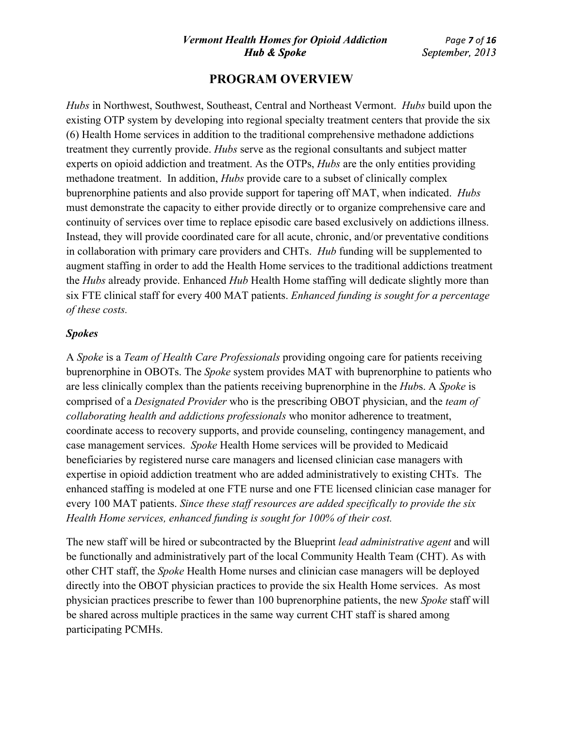## PROGRAM OVERVIEW

*Hubs* in Northwest, Southwest, Southeast, Central and Northeast Vermont. *Hubs* build upon the existing OTP system by developing into regional specialty treatment centers that provide the six (6) Health Home services in addition to the traditional comprehensive methadone addictions treatment they currently provide. *Hubs* serve as the regional consultants and subject matter experts on opioid addiction and treatment. As the OTPs, *Hubs* are the only entities providing methadone treatment. In addition, *Hubs* provide care to a subset of clinically complex buprenorphine patients and also provide support for tapering off MAT, when indicated. *Hubs* must demonstrate the capacity to either provide directly or to organize comprehensive care and continuity of services over time to replace episodic care based exclusively on addictions illness. Instead, they will provide coordinated care for all acute, chronic, and/or preventative conditions in collaboration with primary care providers and CHTs. *Hub* funding will be supplemented to augment staffing in order to add the Health Home services to the traditional addictions treatment the *Hubs* already provide. Enhanced *Hub* Health Home staffing will dedicate slightly more than six FTE clinical staff for every 400 MAT patients. *Enhanced funding is sought for a percentage of these costs.*

### *Spokes*

A *Spoke* is a *Team of Health Care Professionals* providing ongoing care for patients receiving buprenorphine in OBOTs. The *Spoke* system provides MAT with buprenorphine to patients who are less clinically complex than the patients receiving buprenorphine in the *Hub*s. A *Spoke* is comprised of a *Designated Provider* who is the prescribing OBOT physician, and the *team of collaborating health and addictions professionals* who monitor adherence to treatment, coordinate access to recovery supports, and provide counseling, contingency management, and case management services. *Spoke* Health Home services will be provided to Medicaid beneficiaries by registered nurse care managers and licensed clinician case managers with expertise in opioid addiction treatment who are added administratively to existing CHTs. The enhanced staffing is modeled at one FTE nurse and one FTE licensed clinician case manager for every 100 MAT patients. *Since these staff resources are added specifically to provide the six Health Home services, enhanced funding is sought for 100% of their cost.*

The new staff will be hired or subcontracted by the Blueprint *lead administrative agent* and will be functionally and administratively part of the local Community Health Team (CHT). As with other CHT staff, the *Spoke* Health Home nurses and clinician case managers will be deployed directly into the OBOT physician practices to provide the six Health Home services. As most physician practices prescribe to fewer than 100 buprenorphine patients, the new *Spoke* staff will be shared across multiple practices in the same way current CHT staff is shared among participating PCMHs.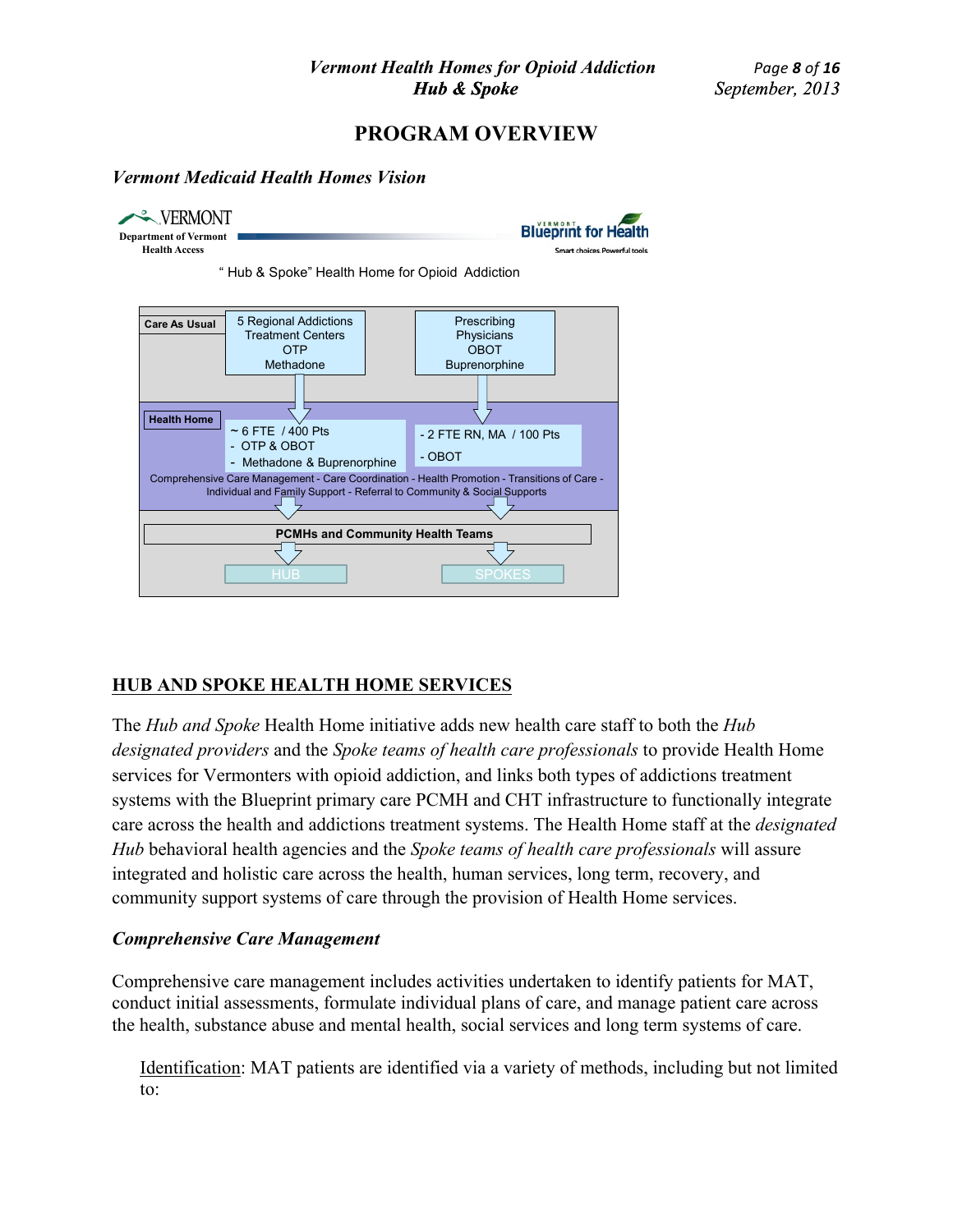# PROGRAM OVERVIEW

### *Vermont Medicaid Health Homes Vision*

VERMONT
Department of Vermont Health Access

Blueprint for Health
Smart choices. Powerful tools.

" Hub & Spoke" Health Home for Opioid Addiction

**Care As Usual**

5 Regional Addictions Treatment Centers
OTP
Methadone

Prescribing Physicians
OBOT
Buprenorphine

**Health Home**

- ~ 6 FTE / 400 Pts
- OTP & OBOT
- Methadone & Buprenorphine

- 2 FTE RN, MA / 100 Pts
- OBOT

Comprehensive Care Management - Care Coordination - Health Promotion - Transitions of Care - Individual and Family Support - Referral to Community & Social Supports

**PCMHs and Community Health Teams**

HUB

SPOKES

## HUB AND SPOKE HEALTH HOME SERVICES

The *Hub and Spoke* Health Home initiative adds new health care staff to both the *Hub designated providers* and the *Spoke teams of health care professionals* to provide Health Home services for Vermonters with opioid addiction, and links both types of addictions treatment systems with the Blueprint primary care PCMH and CHT infrastructure to functionally integrate care across the health and addictions treatment systems. The Health Home staff at the *designated Hub* behavioral health agencies and the *Spoke teams of health care professionals* will assure integrated and holistic care across the health, human services, long term, recovery, and community support systems of care through the provision of Health Home services.

### *Comprehensive Care Management*

Comprehensive care management includes activities undertaken to identify patients for MAT, conduct initial assessments, formulate individual plans of care, and manage patient care across the health, substance abuse and mental health, social services and long term systems of care.

Identification: MAT patients are identified via a variety of methods, including but not limited to: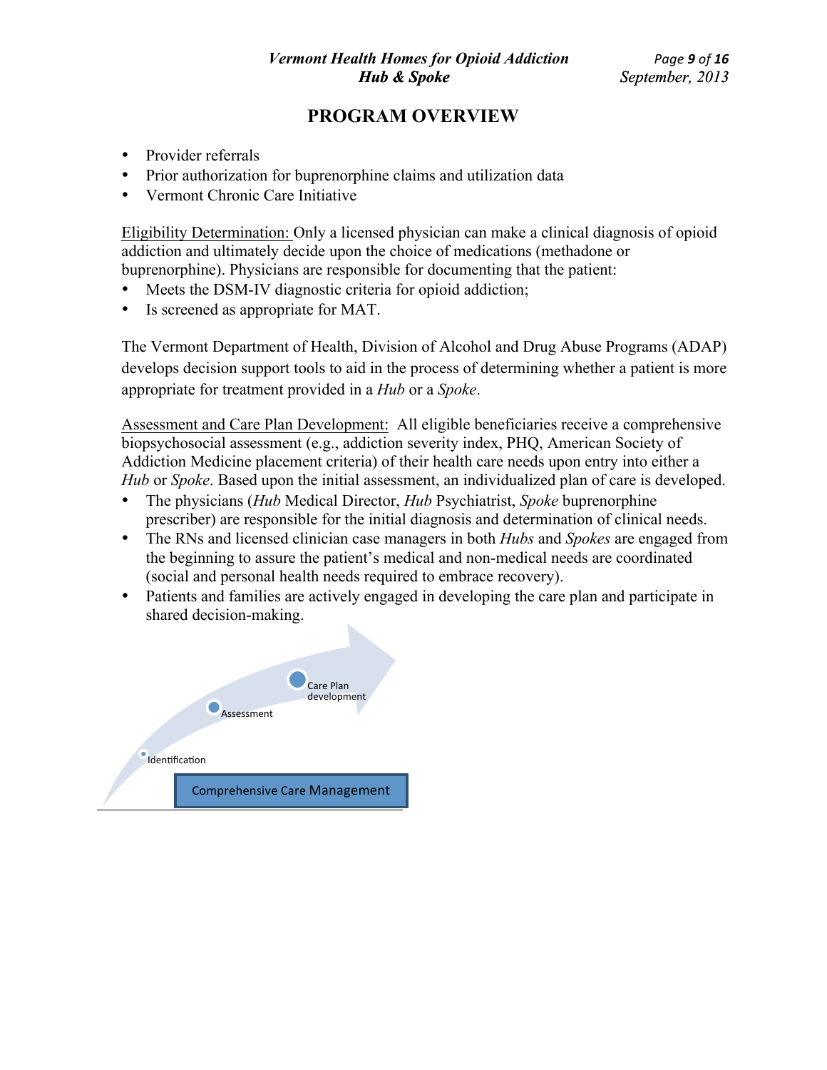## PROGRAM OVERVIEW

- Provider referrals
- Prior authorization for buprenorphine claims and utilization data
- Vermont Chronic Care Initiative

Eligibility Determination: Only a licensed physician can make a clinical diagnosis of opioid addiction and ultimately decide upon the choice of medications (methadone or buprenorphine). Physicians are responsible for documenting that the patient:

- Meets the DSM-IV diagnostic criteria for opioid addiction;
- Is screened as appropriate for MAT.

The Vermont Department of Health, Division of Alcohol and Drug Abuse Programs (ADAP) develops decision support tools to aid in the process of determining whether a patient is more appropriate for treatment provided in a *Hub* or a *Spoke*.

Assessment and Care Plan Development: All eligible beneficiaries receive a comprehensive biopsychosocial assessment (e.g., addiction severity index, PHQ, American Society of Addiction Medicine placement criteria) of their health care needs upon entry into either a *Hub* or *Spoke*. Based upon the initial assessment, an individualized plan of care is developed.

- The physicians (*Hub* Medical Director, *Hub* Psychiatrist, *Spoke* buprenorphine prescriber) are responsible for the initial diagnosis and determination of clinical needs.
- The RNs and licensed clinician case managers in both *Hubs* and *Spokes* are engaged from the beginning to assure the patient's medical and non-medical needs are coordinated (social and personal health needs required to embrace recovery).
- Patients and families are actively engaged in developing the care plan and participate in shared decision-making.

Identification → Assessment → Care Plan development

Comprehensive Care Management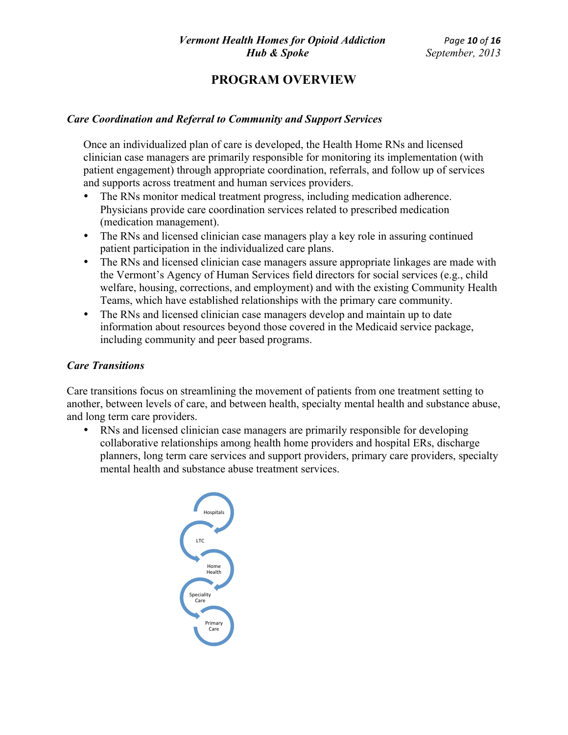## PROGRAM OVERVIEW

### *Care Coordination and Referral to Community and Support Services*

Once an individualized plan of care is developed, the Health Home RNs and licensed clinician case managers are primarily responsible for monitoring its implementation (with patient engagement) through appropriate coordination, referrals, and follow up of services and supports across treatment and human services providers.

- The RNs monitor medical treatment progress, including medication adherence. Physicians provide care coordination services related to prescribed medication (medication management).
- The RNs and licensed clinician case managers play a key role in assuring continued patient participation in the individualized care plans.
- The RNs and licensed clinician case managers assure appropriate linkages are made with the Vermont's Agency of Human Services field directors for social services (e.g., child welfare, housing, corrections, and employment) and with the existing Community Health Teams, which have established relationships with the primary care community.
- The RNs and licensed clinician case managers develop and maintain up to date information about resources beyond those covered in the Medicaid service package, including community and peer based programs.

### *Care Transitions*

Care transitions focus on streamlining the movement of patients from one treatment setting to another, between levels of care, and between health, specialty mental health and substance abuse, and long term care providers.

- RNs and licensed clinician case managers are primarily responsible for developing collaborative relationships among health home providers and hospital ERs, discharge planners, long term care services and support providers, primary care providers, specialty mental health and substance abuse treatment services.

Hospitals

LTC

Home Health

Speciality Care

Primary Care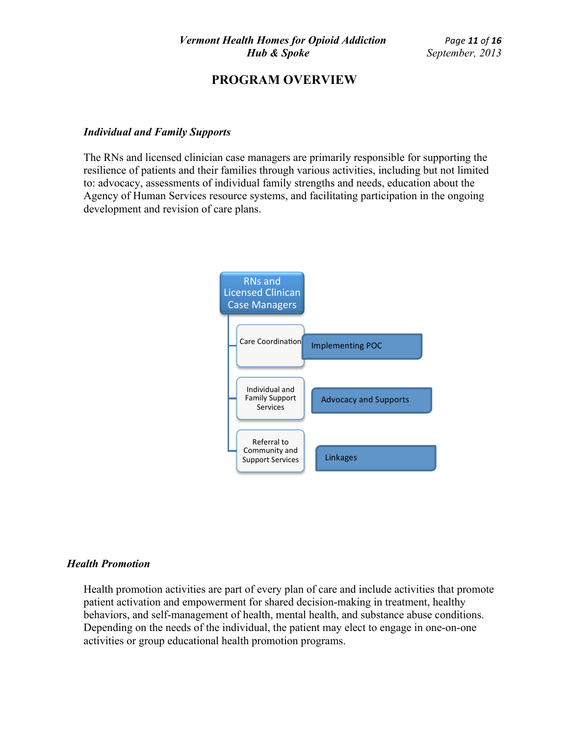# PROGRAM OVERVIEW

### *Individual and Family Supports*

The RNs and licensed clinician case managers are primarily responsible for supporting the resilience of patients and their families through various activities, including but not limited to: advocacy, assessments of individual family strengths and needs, education about the Agency of Human Services resource systems, and facilitating participation in the ongoing development and revision of care plans.

**RNs and Licensed Clinican Case Managers**

- Care Coordination → Implementing POC
- Individual and Family Support Services → Advocacy and Supports
- Referral to Community and Support Services → Linkages

### *Health Promotion*

Health promotion activities are part of every plan of care and include activities that promote patient activation and empowerment for shared decision-making in treatment, healthy behaviors, and self-management of health, mental health, and substance abuse conditions. Depending on the needs of the individual, the patient may elect to engage in one-on-one activities or group educational health promotion programs.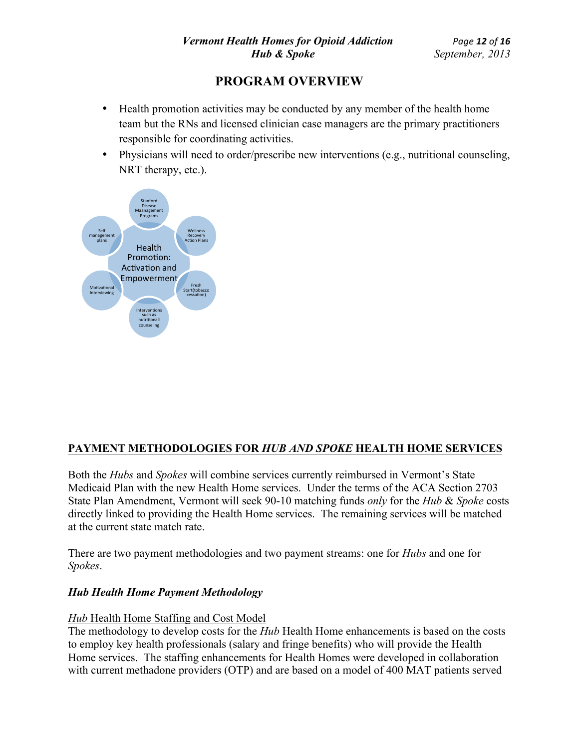## PROGRAM OVERVIEW

- Health promotion activities may be conducted by any member of the health home team but the RNs and licensed clinician case managers are the primary practitioners responsible for coordinating activities.
- Physicians will need to order/prescribe new interventions (e.g., nutritional counseling, NRT therapy, etc.).

Health Promotion: Activation and Empowerment

- Stanford Disease Maanagement Programs
- Wellness Recovery Action Plans
- Fresh Start(tobacco cessation)
- Interventions such as nutritionall counseling
- Motivational Interviewing
- Self management plans

## PAYMENT METHODOLOGIES FOR *HUB AND SPOKE* HEALTH HOME SERVICES

Both the *Hubs* and *Spokes* will combine services currently reimbursed in Vermont's State Medicaid Plan with the new Health Home services. Under the terms of the ACA Section 2703 State Plan Amendment, Vermont will seek 90-10 matching funds *only* for the *Hub* & *Spoke* costs directly linked to providing the Health Home services. The remaining services will be matched at the current state match rate.

There are two payment methodologies and two payment streams: one for *Hubs* and one for *Spokes*.

### *Hub Health Home Payment Methodology*

*Hub* Health Home Staffing and Cost Model

The methodology to develop costs for the *Hub* Health Home enhancements is based on the costs to employ key health professionals (salary and fringe benefits) who will provide the Health Home services. The staffing enhancements for Health Homes were developed in collaboration with current methadone providers (OTP) and are based on a model of 400 MAT patients served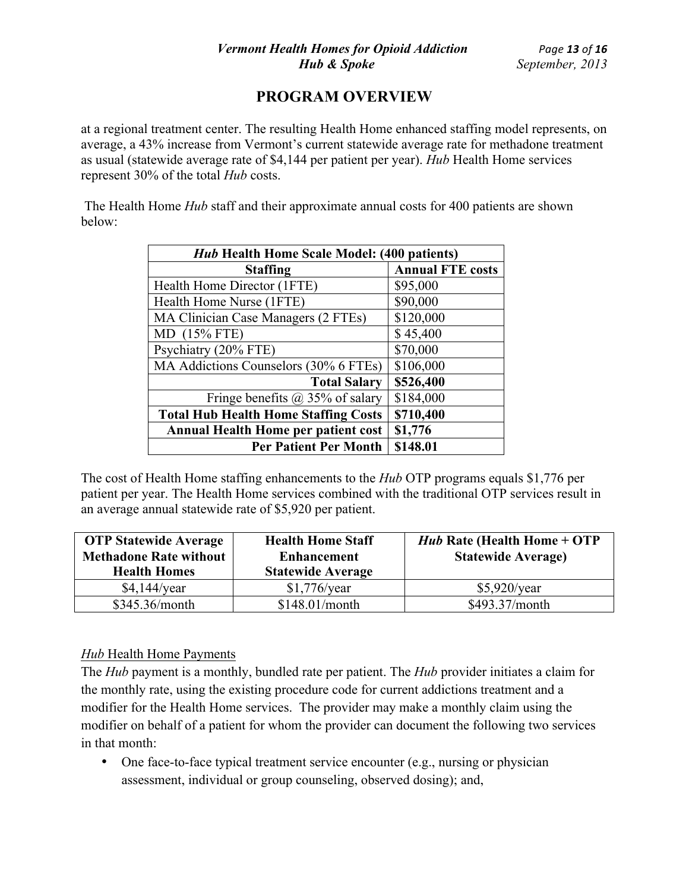## PROGRAM OVERVIEW

at a regional treatment center. The resulting Health Home enhanced staffing model represents, on average, a 43% increase from Vermont's current statewide average rate for methadone treatment as usual (statewide average rate of $4,144 per patient per year). *Hub* Health Home services represent 30% of the total *Hub* costs.

The Health Home *Hub* staff and their approximate annual costs for 400 patients are shown below:

| *Hub* Health Home Scale Model: (400 patients) | |
|---|---|
| **Staffing** | **Annual FTE costs** |
| Health Home Director (1FTE) | $95,000 |
| Health Home Nurse (1FTE) | $90,000 |
| MA Clinician Case Managers (2 FTEs) | $120,000 |
| MD (15% FTE) | $ 45,400 |
| Psychiatry (20% FTE) | $70,000 |
| MA Addictions Counselors (30% 6 FTEs) | $106,000 |
| **Total Salary** | **$526,400** |
| Fringe benefits @ 35% of salary | $184,000 |
| **Total Hub Health Home Staffing Costs** | **$710,400** |
| **Annual Health Home per patient cost** | **$1,776** |
| **Per Patient Per Month** | **$148.01** |

The cost of Health Home staffing enhancements to the *Hub* OTP programs equals $1,776 per patient per year. The Health Home services combined with the traditional OTP services result in an average annual statewide rate of $5,920 per patient.

| OTP Statewide Average Methadone Rate without Health Homes | Health Home Staff Enhancement Statewide Average | *Hub* Rate (Health Home + OTP Statewide Average) |
|---|---|---|
| $4,144/year | $1,776/year | $5,920/year |
| $345.36/month | $148.01/month | $493.37/month |

### *Hub* Health Home Payments

The *Hub* payment is a monthly, bundled rate per patient. The *Hub* provider initiates a claim for the monthly rate, using the existing procedure code for current addictions treatment and a modifier for the Health Home services. The provider may make a monthly claim using the modifier on behalf of a patient for whom the provider can document the following two services in that month:

- One face-to-face typical treatment service encounter (e.g., nursing or physician assessment, individual or group counseling, observed dosing); and,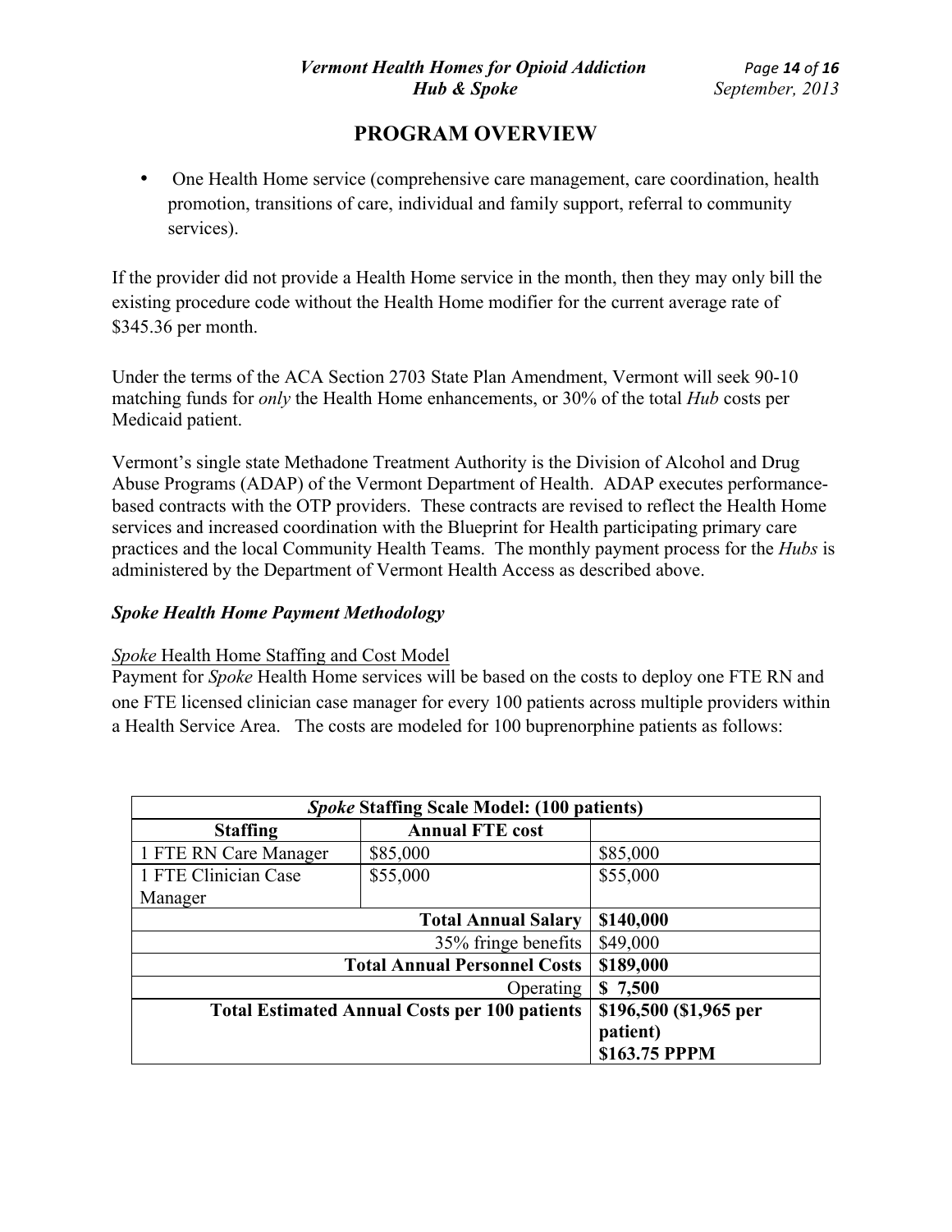# PROGRAM OVERVIEW

- One Health Home service (comprehensive care management, care coordination, health promotion, transitions of care, individual and family support, referral to community services).

If the provider did not provide a Health Home service in the month, then they may only bill the existing procedure code without the Health Home modifier for the current average rate of $345.36 per month.

Under the terms of the ACA Section 2703 State Plan Amendment, Vermont will seek 90-10 matching funds for *only* the Health Home enhancements, or 30% of the total *Hub* costs per Medicaid patient.

Vermont's single state Methadone Treatment Authority is the Division of Alcohol and Drug Abuse Programs (ADAP) of the Vermont Department of Health. ADAP executes performance-based contracts with the OTP providers. These contracts are revised to reflect the Health Home services and increased coordination with the Blueprint for Health participating primary care practices and the local Community Health Teams. The monthly payment process for the *Hubs* is administered by the Department of Vermont Health Access as described above.

### *Spoke Health Home Payment Methodology*

*Spoke* Health Home Staffing and Cost Model

Payment for *Spoke* Health Home services will be based on the costs to deploy one FTE RN and one FTE licensed clinician case manager for every 100 patients across multiple providers within a Health Service Area. The costs are modeled for 100 buprenorphine patients as follows:

| ***Spoke* Staffing Scale Model: (100 patients)** | | |
|---|---|---|
| **Staffing** | **Annual FTE cost** | |
| 1 FTE RN Care Manager | $85,000 | $85,000 |
| 1 FTE Clinician Case Manager | $55,000 | $55,000 |
| | **Total Annual Salary** | **$140,000** |
| | 35% fringe benefits | $49,000 |
| | **Total Annual Personnel Costs** | **$189,000** |
| | Operating | **$ 7,500** |
| | **Total Estimated Annual Costs per 100 patients** | **$196,500 ($1,965 per patient) $163.75 PPPM** |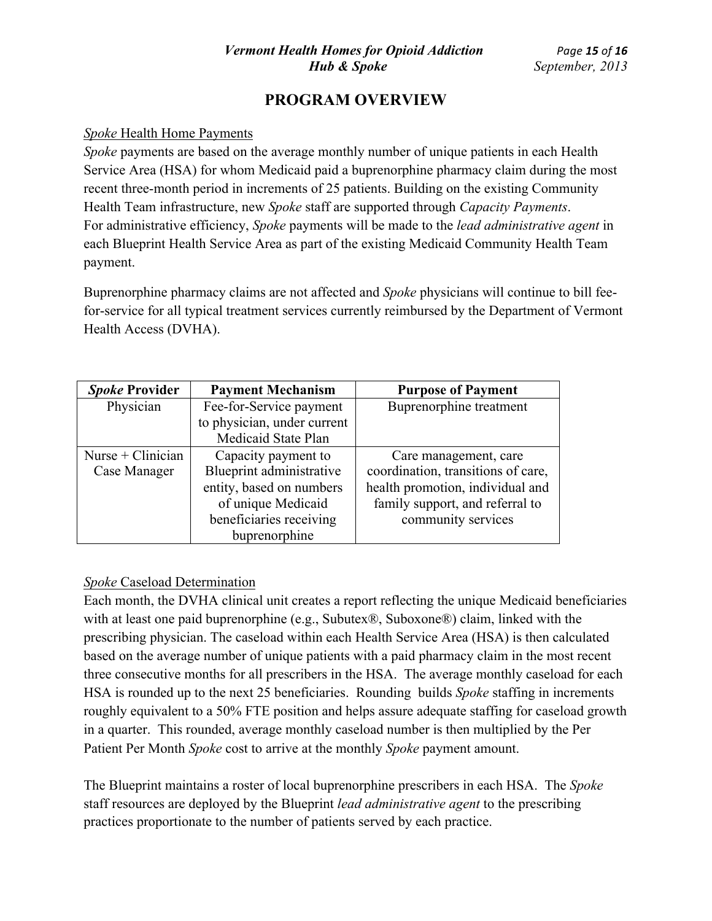## PROGRAM OVERVIEW

*Spoke* Health Home Payments

*Spoke* payments are based on the average monthly number of unique patients in each Health Service Area (HSA) for whom Medicaid paid a buprenorphine pharmacy claim during the most recent three-month period in increments of 25 patients. Building on the existing Community Health Team infrastructure, new *Spoke* staff are supported through *Capacity Payments*. For administrative efficiency, *Spoke* payments will be made to the *lead administrative agent* in each Blueprint Health Service Area as part of the existing Medicaid Community Health Team payment.

Buprenorphine pharmacy claims are not affected and *Spoke* physicians will continue to bill fee-for-service for all typical treatment services currently reimbursed by the Department of Vermont Health Access (DVHA).

| ***Spoke* Provider** | **Payment Mechanism** | **Purpose of Payment** |
|---|---|---|
| Physician | Fee-for-Service payment to physician, under current Medicaid State Plan | Buprenorphine treatment |
| Nurse + Clinician Case Manager | Capacity payment to Blueprint administrative entity, based on numbers of unique Medicaid beneficiaries receiving buprenorphine | Care management, care coordination, transitions of care, health promotion, individual and family support, and referral to community services |

*Spoke* Caseload Determination

Each month, the DVHA clinical unit creates a report reflecting the unique Medicaid beneficiaries with at least one paid buprenorphine (e.g., Subutex®, Suboxone®) claim, linked with the prescribing physician. The caseload within each Health Service Area (HSA) is then calculated based on the average number of unique patients with a paid pharmacy claim in the most recent three consecutive months for all prescribers in the HSA. The average monthly caseload for each HSA is rounded up to the next 25 beneficiaries. Rounding builds *Spoke* staffing in increments roughly equivalent to a 50% FTE position and helps assure adequate staffing for caseload growth in a quarter. This rounded, average monthly caseload number is then multiplied by the Per Patient Per Month *Spoke* cost to arrive at the monthly *Spoke* payment amount.

The Blueprint maintains a roster of local buprenorphine prescribers in each HSA. The *Spoke* staff resources are deployed by the Blueprint *lead administrative agent* to the prescribing practices proportionate to the number of patients served by each practice.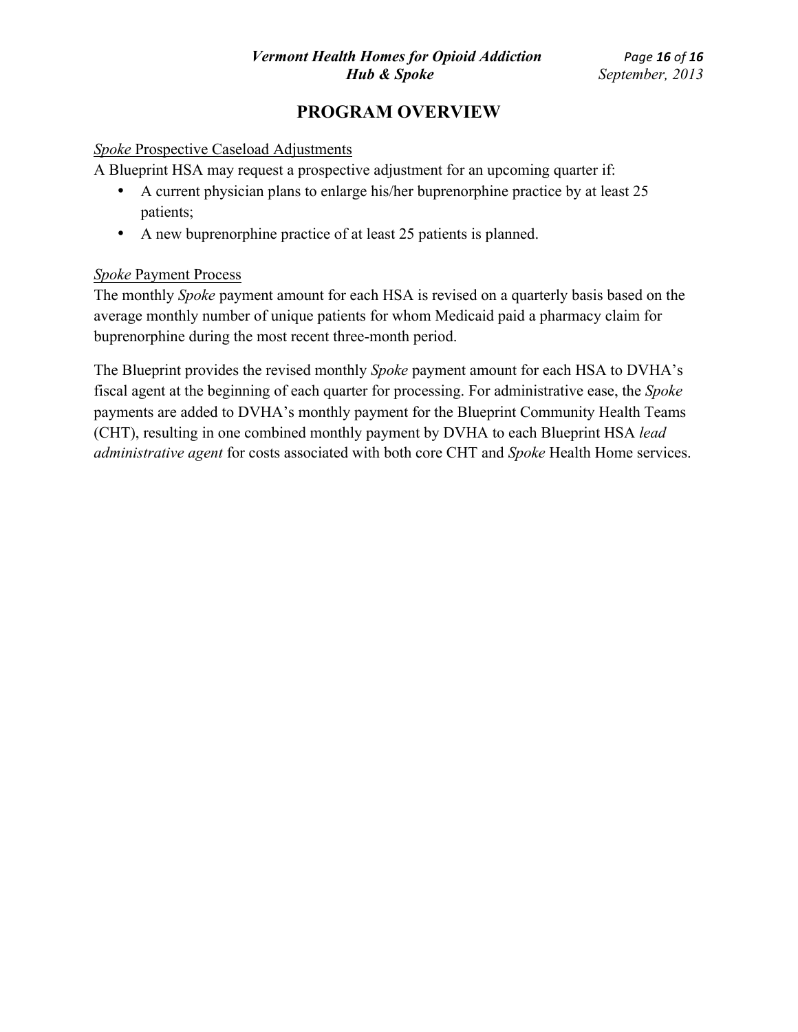# PROGRAM OVERVIEW

*Spoke* Prospective Caseload Adjustments

A Blueprint HSA may request a prospective adjustment for an upcoming quarter if:

- A current physician plans to enlarge his/her buprenorphine practice by at least 25 patients;
- A new buprenorphine practice of at least 25 patients is planned.

*Spoke* Payment Process

The monthly *Spoke* payment amount for each HSA is revised on a quarterly basis based on the average monthly number of unique patients for whom Medicaid paid a pharmacy claim for buprenorphine during the most recent three-month period.

The Blueprint provides the revised monthly *Spoke* payment amount for each HSA to DVHA's fiscal agent at the beginning of each quarter for processing. For administrative ease, the *Spoke* payments are added to DVHA's monthly payment for the Blueprint Community Health Teams (CHT), resulting in one combined monthly payment by DVHA to each Blueprint HSA *lead administrative agent* for costs associated with both core CHT and *Spoke* Health Home services.